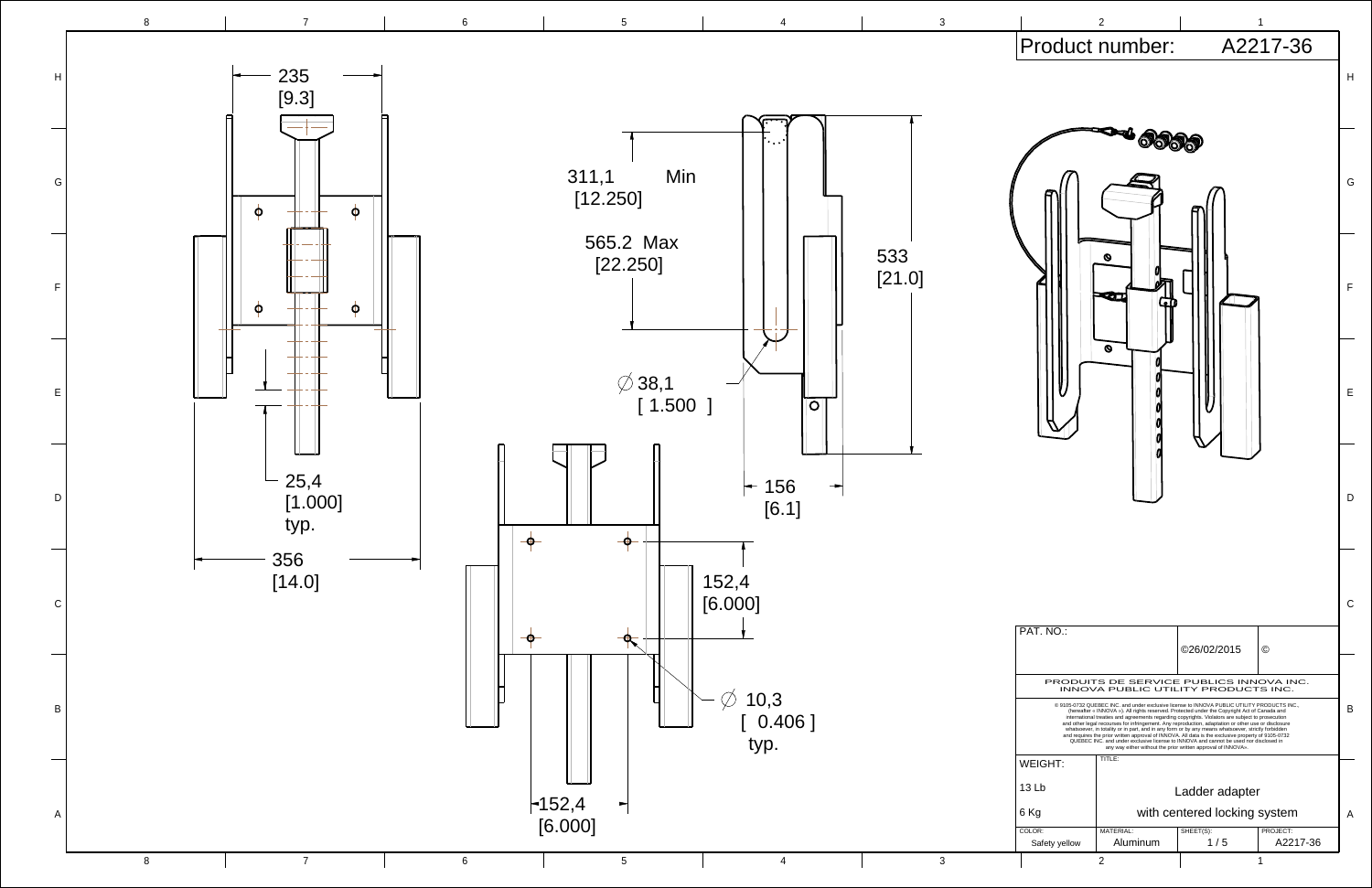# Product number: A2217-36

235
[9.3]

311,1 Min
[12.250]

565.2 Max
[22.250]

533
[21.0]

38,1
[ 1.500 ]

25,4
[1.000]
typ.

156
[6.1]

356
[14.0]

152,4
[6.000]

10,3
[ 0.406 ]
typ.

152,4
[6.000]

| PAT. NO.: | ©26/02/2015 | © |
|---|---|---|

PRODUITS DE SERVICE PUBLICS INNOVA INC.
INNOVA PUBLIC UTILITY PRODUCTS INC.

® 9105-0732 QUEBEC INC. and under exclusive license to INNOVA PUBLIC UTILITY PRODUCTS INC., (hereafter « INNOVA »). All rights reserved. Protected under the Copyright Act of Canada and international treaties and agreements regarding copyrights. Violators are subject to prosecution and other legal recourses for infringement. Any reproduction, adaptation or other use or disclosure whatsoever, in totality or in part, and in any form or by any means whatsoever, strictly forbidden and requires the prior written approval of INNOVA. All data is the exclusive property of 9105-0732 QUEBEC INC. and under exclusive license to INNOVA and cannot be used nor disclosed in any way either without the prior written approval of INNOVA».

| WEIGHT: | TITLE: | | |
|---|---|---|---|
| 13 Lb | Ladder adapter | | |
| 6 Kg | with centered locking system | | |
| COLOR: Safety yellow | MATERIAL: Aluminum | SHEET(S): 1 / 5 | PROJECT: A2217-36 |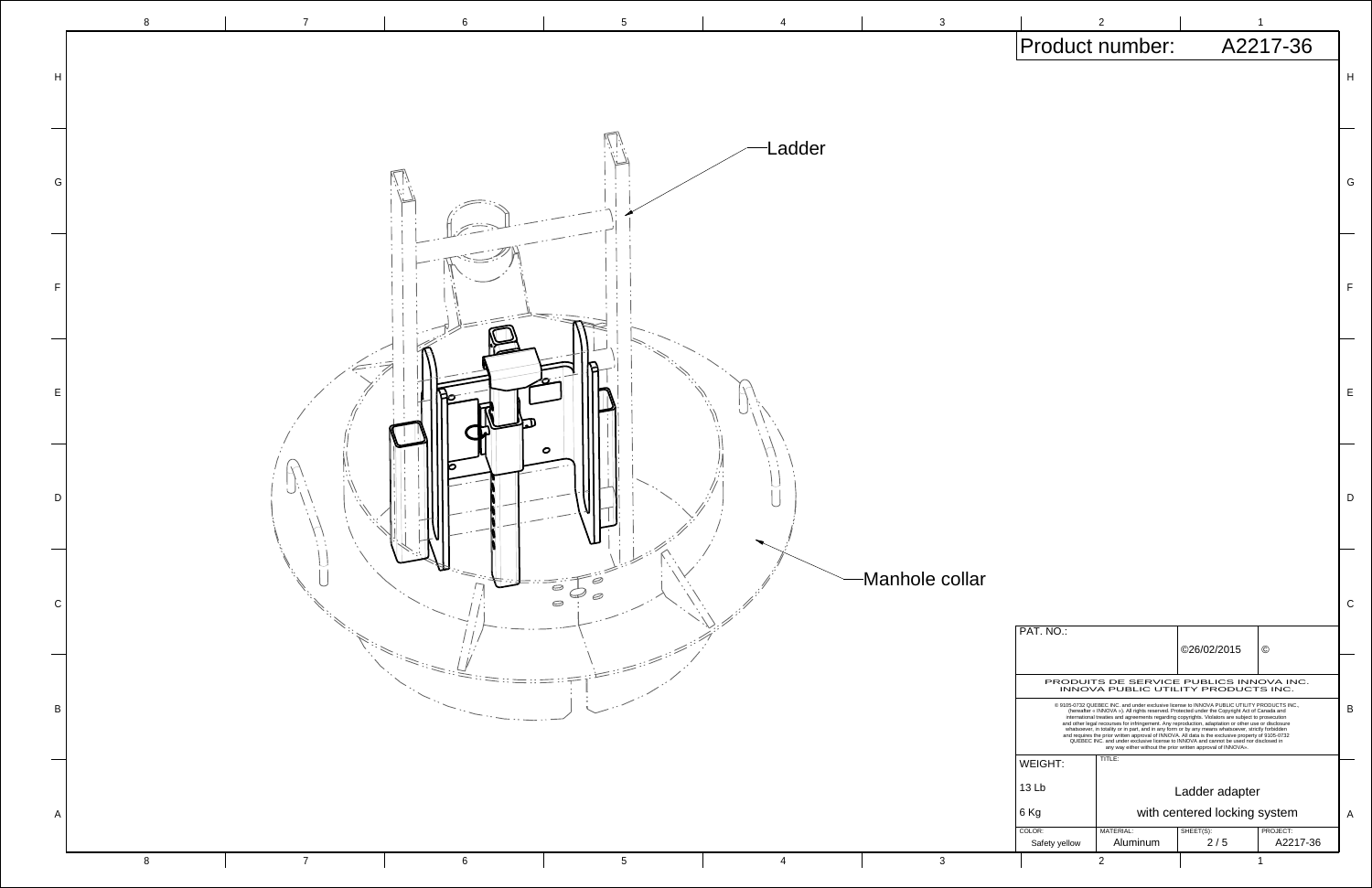Product number: A2217-36

Ladder

Manhole collar

| PAT. NO.: | | ©26/02/2015 | © |
|---|---|---|---|

PRODUITS DE SERVICE PUBLICS INNOVA INC.
INNOVA PUBLIC UTILITY PRODUCTS INC.

© 9105-0732 QUEBEC INC. and under exclusive license to INNOVA PUBLIC UTILITY PRODUCTS INC., (hereafter « INNOVA »). All rights reserved. Protected under the Copyright Act of Canada and international treaties and agreements regarding copyrights. Violators are subject to prosecution and other legal recourses for infringement. Any reproduction, adaptation or other use or disclosure whatsoever, in totality or in part, and in any form or by any means whatsoever, strictly forbidden and requires the prior written approval of INNOVA. All data is the exclusive property of 9105-0732 QUEBEC INC. and under exclusive license to INNOVA and cannot be used nor disclosed in any way either without the prior written approval of INNOVA».

| WEIGHT: | TITLE: | | |
|---|---|---|---|
| 13 Lb | Ladder adapter | | |
| 6 Kg | with centered locking system | | |
| COLOR: Safety yellow | MATERIAL: Aluminum | SHEET(S): 2 / 5 | PROJECT: A2217-36 |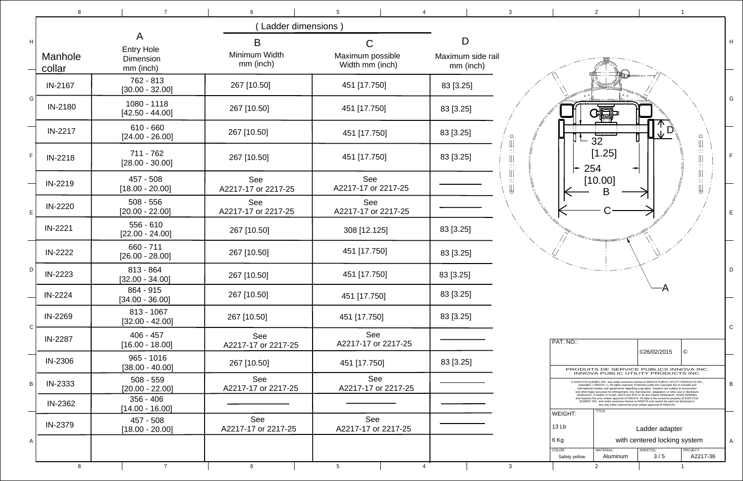| Manhole collar | A<br>Entry Hole Dimension<br>mm (inch) | (Ladder dimensions)<br>B<br>Minimum Width<br>mm (inch) | C<br>Maximum possible Width mm (inch) | D<br>Maximum side rail<br>mm (inch) |
|---|---|---|---|---|
| IN-2167 | 762 - 813<br>[30.00 - 32.00] | 267 [10.50] | 451 [17.750] | 83 [3.25] |
| IN-2180 | 1080 - 1118<br>[42.50 - 44.00] | 267 [10.50] | 451 [17.750] | 83 [3.25] |
| IN-2217 | 610 - 660<br>[24.00 - 26.00] | 267 [10.50] | 451 [17.750] | 83 [3.25] |
| IN-2218 | 711 - 762<br>[28.00 - 30.00] | 267 [10.50] | 451 [17.750] | 83 [3.25] |
| IN-2219 | 457 - 508<br>[18.00 - 20.00] | See<br>A2217-17 or 2217-25 | See<br>A2217-17 or 2217-25 | ——— |
| IN-2220 | 508 - 556<br>[20.00 - 22.00] | See<br>A2217-17 or 2217-25 | See<br>A2217-17 or 2217-25 | ——— |
| IN-2221 | 556 - 610<br>[22.00 - 24.00] | 267 [10.50] | 308 [12.125] | 83 [3.25] |
| IN-2222 | 660 - 711<br>[26.00 - 28.00] | 267 [10.50] | 451 [17.750] | 83 [3.25] |
| IN-2223 | 813 - 864<br>[32.00 - 34.00] | 267 [10.50] | 451 [17.750] | 83 [3.25] |
| IN-2224 | 864 - 915<br>[34.00 - 36.00] | 267 [10.50] | 451 [17.750] | 83 [3.25] |
| IN-2269 | 813 - 1067<br>[32.00 - 42.00] | 267 [10.50] | 451 [17.750] | 83 [3.25] |
| IN-2287 | 406 - 457<br>[16.00 - 18.00] | See<br>A2217-17 or 2217-25 | See<br>A2217-17 or 2217-25 | ——— |
| IN-2306 | 965 - 1016<br>[38.00 - 40.00] | 267 [10.50] | 451 [17.750] | 83 [3.25] |
| IN-2333 | 508 - 559<br>[20.00 - 22.00] | See<br>A2217-17 or 2217-25 | See<br>A2217-17 or 2217-25 | ——— |
| IN-2362 | 356 - 406<br>[14.00 - 16.00] | ——— | ——— | ——— |
| IN-2379 | 457 - 508<br>[18.00 - 20.00] | See<br>A2217-17 or 2217-25 | See<br>A2217-17 or 2217-25 | ——— |
| | | | | |

32 [1.25]

254 [10.00]

B

C

D

A

PAT. NO.:

©26/02/2015 ©

PRODUITS DE SERVICE PUBLICS INNOVA INC.
INNOVA PUBLIC UTILITY PRODUCTS INC.

© 9105-0732 QUEBEC INC. and under exclusive license to INNOVA PUBLIC UTILITY PRODUCTS INC., (hereafter « INNOVA »). All rights reserved. Protected under the Copyright Act of Canada and international treaties and agreements regarding copyrights. Violators are subject to prosecution and other legal recourses for infringement. Any reproduction, adaptation or other use or disclosure whatsoever, in totality or in part, and in any form or by any means whatsoever, strictly forbidden and requires the prior written approval of INNOVA. All data is the exclusive property of 9105-0732 QUEBEC INC. and under exclusive license to INNOVA and cannot be used nor disclosed in any way either without the prior written approval of INNOVA».

| WEIGHT: | TITLE: | | |
|---|---|---|---|
| 13 Lb | Ladder adapter | | |
| 6 Kg | with centered locking system | | |
| COLOR: Safety yellow | MATERIAL: Aluminum | SHEET(S): 3 / 5 | PROJECT: A2217-36 |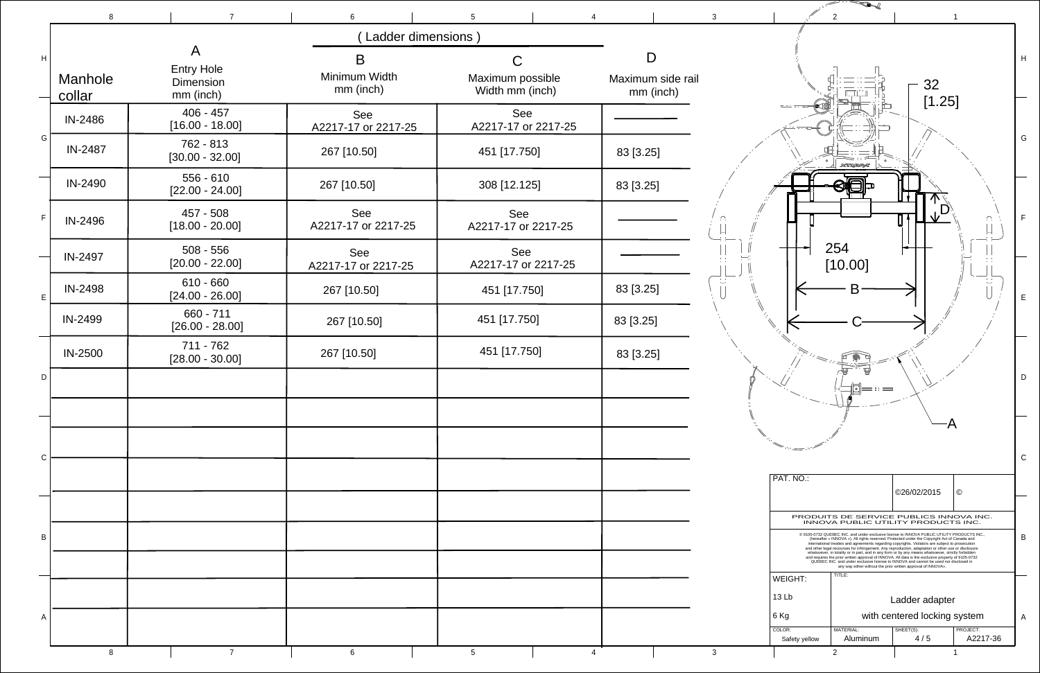| Manhole collar | A<br>Entry Hole Dimension<br>mm (inch) | ( Ladder dimensions )<br>B<br>Minimum Width<br>mm (inch) | C<br>Maximum possible Width mm (inch) | D<br>Maximum side rail<br>mm (inch) |
|---|---|---|---|---|
| IN-2486 | 406 - 457<br>[16.00 - 18.00] | See<br>A2217-17 or 2217-25 | See<br>A2217-17 or 2217-25 | ——— |
| IN-2487 | 762 - 813<br>[30.00 - 32.00] | 267 [10.50] | 451 [17.750] | 83 [3.25] |
| IN-2490 | 556 - 610<br>[22.00 - 24.00] | 267 [10.50] | 308 [12.125] | 83 [3.25] |
| IN-2496 | 457 - 508<br>[18.00 - 20.00] | See<br>A2217-17 or 2217-25 | See<br>A2217-17 or 2217-25 | ——— |
| IN-2497 | 508 - 556<br>[20.00 - 22.00] | See<br>A2217-17 or 2217-25 | See<br>A2217-17 or 2217-25 | ——— |
| IN-2498 | 610 - 660<br>[24.00 - 26.00] | 267 [10.50] | 451 [17.750] | 83 [3.25] |
| IN-2499 | 660 - 711<br>[26.00 - 28.00] | 267 [10.50] | 451 [17.750] | 83 [3.25] |
| IN-2500 | 711 - 762<br>[28.00 - 30.00] | 267 [10.50] | 451 [17.750] | 83 [3.25] |

32 [1.25]

D

254 [10.00]

B

C

A

PAT. NO.:

©26/02/2015 ©

PRODUITS DE SERVICE PUBLICS INNOVA INC.
INNOVA PUBLIC UTILITY PRODUCTS INC.

© 9105-0732 QUEBEC INC. and under exclusive license to INNOVA PUBLIC UTILITY PRODUCTS INC., (hereafter « INNOVA »). All rights reserved. Protected under the Copyright Act of Canada and international treaties and agreements regarding copyrights. Violators are subject to prosecution and other legal recourses for infringement. Any reproduction, adaptation or other use or disclosure whatsoever, in totality or in part, and in any form or by any means whatsoever, strictly forbidden and requires the prior written approval of INNOVA. All data is the exclusive property of 9105-0732 QUEBEC INC. and under exclusive license to INNOVA and cannot be used nor disclosed in any way either without the prior written approval of INNOVA».

| WEIGHT: | TITLE: | | |
|---|---|---|---|
| 13 Lb<br>6 Kg | Ladder adapter<br>with centered locking system | | |
| COLOR: Safety yellow | MATERIAL: Aluminum | SHEET(S): 4 / 5 | PROJECT: A2217-36 |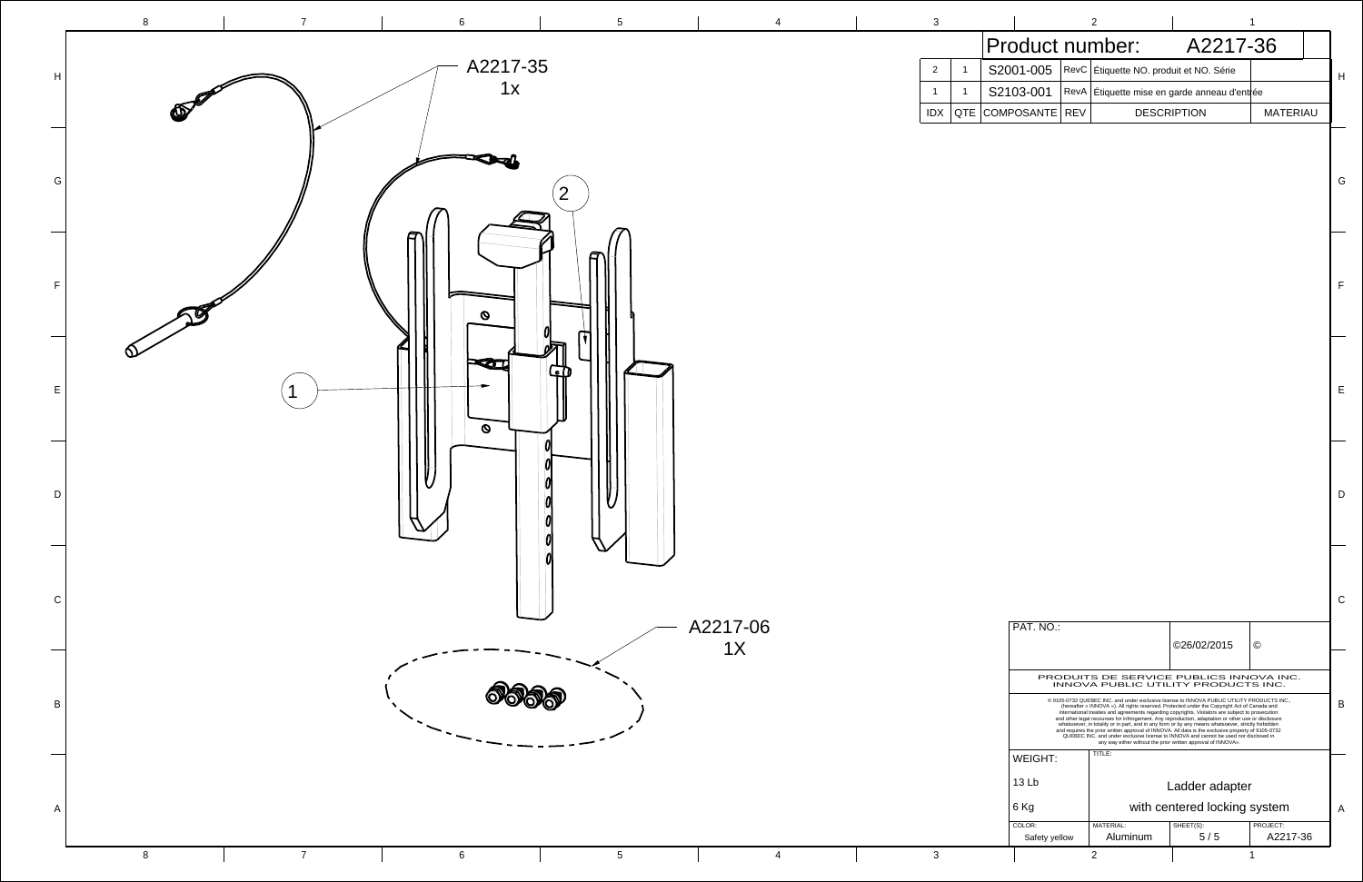Product number: A2217-36

| IDX | QTE | COMPOSANTE | REV | DESCRIPTION | MATERIAU |
|---|---|---|---|---|---|
| 2 | 1 | S2001-005 | RevC | Étiquette NO. produit et NO. Série | |
| 1 | 1 | S2103-001 | RevA | Étiquette mise en garde anneau d'entrée | |

A2217-35
1x

2

1

A2217-06
1X

PAT. NO.:

©26/02/2015 ©

PRODUITS DE SERVICE PUBLICS INNOVA INC.
INNOVA PUBLIC UTILITY PRODUCTS INC.

© 9105-0732 QUEBEC INC. and under exclusive license to INNOVA PUBLIC UTILITY PRODUCTS INC., (hereafter « INNOVA »). All rights reserved. Protected under the Copyright Act of Canada and international treaties and agreements regarding copyrights. Violators are subject to prosecution and other legal recourses for infringement. Any reproduction, adaptation or other use or disclosure whatsoever, in totality or in part, and in any form or by any means whatsoever, strictly forbidden and requires the prior written approval of INNOVA. All data is the exclusive property of 9105-0732 QUEBEC INC. and under exclusive license to INNOVA and cannot be used nor disclosed in any way either without the prior written approval of INNOVA.

WEIGHT:
13 Lb
6 Kg

TITLE:
Ladder adapter
with centered locking system

COLOR: Safety yellow
MATERIAL: Aluminum
SHEET(S): 5 / 5
PROJECT: A2217-36